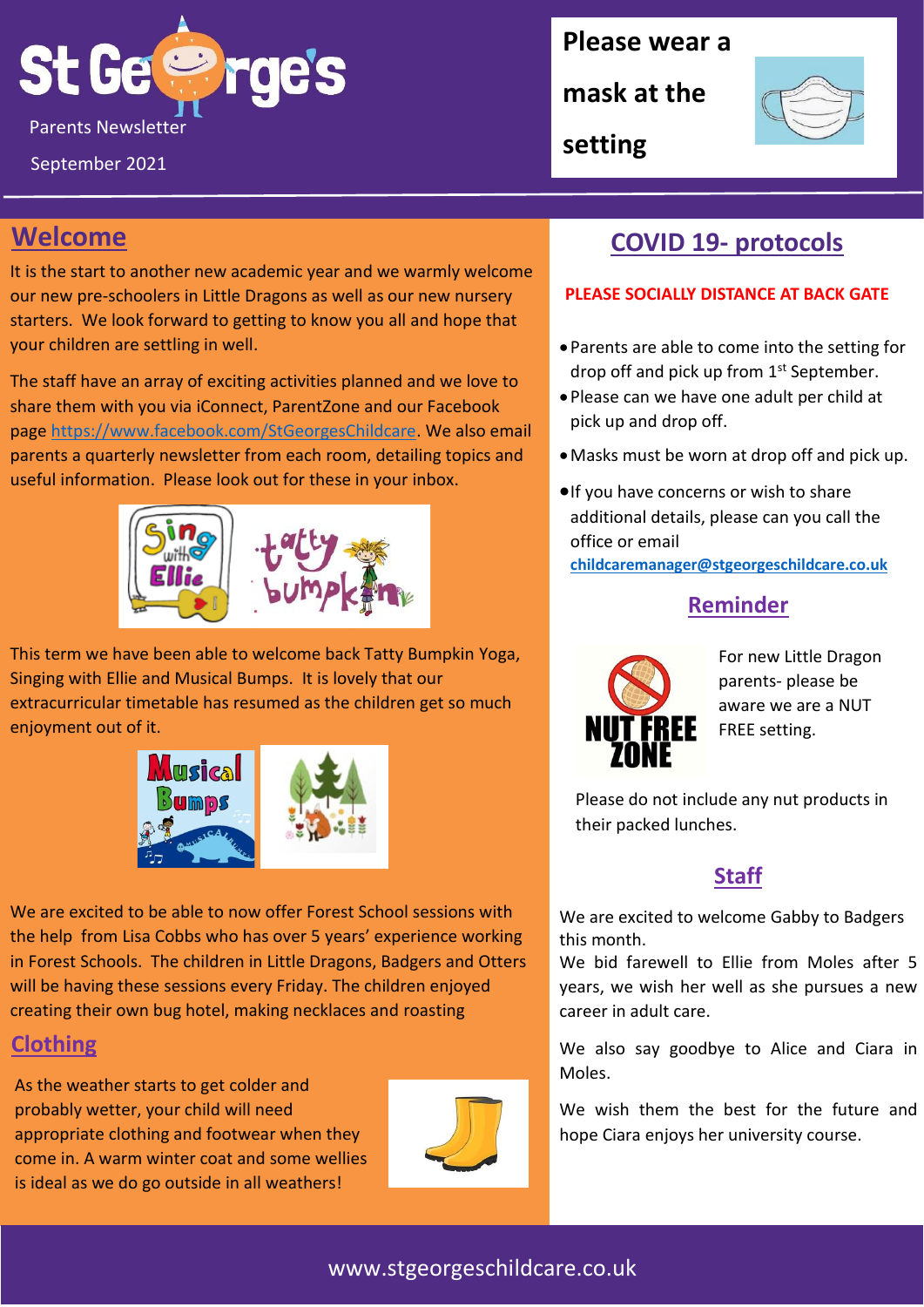# St George's

Parents Newsletter

September 2021

**Please wear a mask at the setting**

## Welcome

It is the start to another new academic year and we warmly welcome our new pre-schoolers in Little Dragons as well as our new nursery starters. We look forward to getting to know you all and hope that your children are settling in well.

The staff have an array of exciting activities planned and we love to share them with you via iConnect, ParentZone and our Facebook page https://www.facebook.com/StGeorgesChildcare. We also email parents a quarterly newsletter from each room, detailing topics and useful information. Please look out for these in your inbox.

This term we have been able to welcome back Tatty Bumpkin Yoga, Singing with Ellie and Musical Bumps. It is lovely that our extracurricular timetable has resumed as the children get so much enjoyment out of it.

We are excited to be able to now offer Forest School sessions with the help from Lisa Cobbs who has over 5 years' experience working in Forest Schools. The children in Little Dragons, Badgers and Otters will be having these sessions every Friday. The children enjoyed creating their own bug hotel, making necklaces and roasting

## Clothing

As the weather starts to get colder and probably wetter, your child will need appropriate clothing and footwear when they come in. A warm winter coat and some wellies is ideal as we do go outside in all weathers!

## COVID 19- protocols

**PLEASE SOCIALLY DISTANCE AT BACK GATE**

- Parents are able to come into the setting for drop off and pick up from 1st September.
- Please can we have one adult per child at pick up and drop off.
- Masks must be worn at drop off and pick up.
- If you have concerns or wish to share additional details, please can you call the office or email **childcaremanager@stgeorgeschildcare.co.uk**

## Reminder

NUT FREE ZONE

For new Little Dragon parents- please be aware we are a NUT FREE setting.

Please do not include any nut products in their packed lunches.

## Staff

We are excited to welcome Gabby to Badgers this month.

We bid farewell to Ellie from Moles after 5 years, we wish her well as she pursues a new career in adult care.

We also say goodbye to Alice and Ciara in Moles.

We wish them the best for the future and hope Ciara enjoys her university course.

www.stgeorgeschildcare.co.uk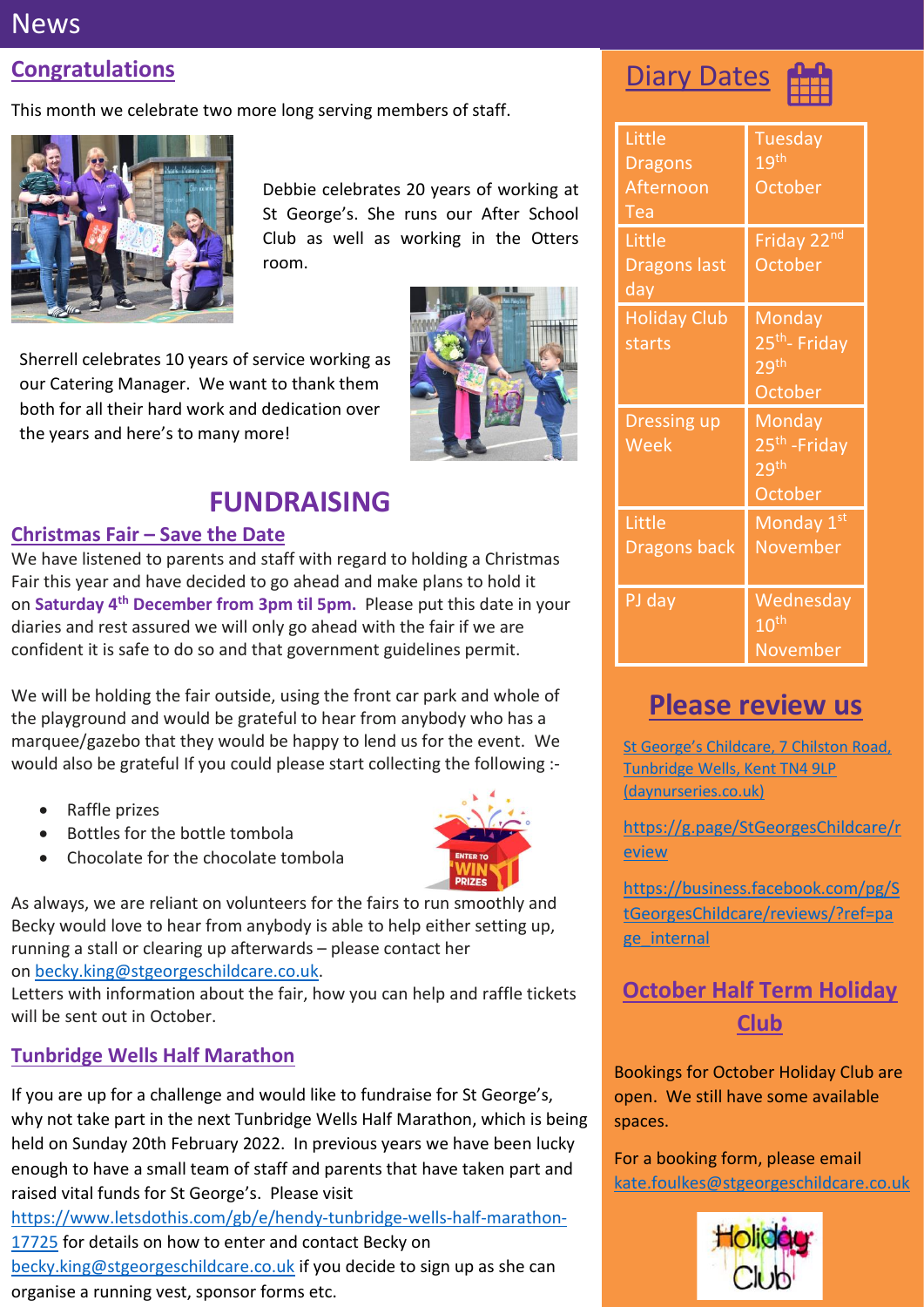# News

## Congratulations

This month we celebrate two more long serving members of staff.

Debbie celebrates 20 years of working at St George's. She runs our After School Club as well as working in the Otters room.

Sherrell celebrates 10 years of service working as our Catering Manager. We want to thank them both for all their hard work and dedication over the years and here's to many more!

## FUNDRAISING

### Christmas Fair – Save the Date

We have listened to parents and staff with regard to holding a Christmas Fair this year and have decided to go ahead and make plans to hold it on **Saturday 4th December from 3pm til 5pm.** Please put this date in your diaries and rest assured we will only go ahead with the fair if we are confident it is safe to do so and that government guidelines permit.

We will be holding the fair outside, using the front car park and whole of the playground and would be grateful to hear from anybody who has a marquee/gazebo that they would be happy to lend us for the event. We would also be grateful If you could please start collecting the following :-

- Raffle prizes
- Bottles for the bottle tombola
- Chocolate for the chocolate tombola

As always, we are reliant on volunteers for the fairs to run smoothly and Becky would love to hear from anybody is able to help either setting up, running a stall or clearing up afterwards – please contact her on becky.king@stgeorgeschildcare.co.uk.
Letters with information about the fair, how you can help and raffle tickets will be sent out in October.

### Tunbridge Wells Half Marathon

If you are up for a challenge and would like to fundraise for St George's, why not take part in the next Tunbridge Wells Half Marathon, which is being held on Sunday 20th February 2022. In previous years we have been lucky enough to have a small team of staff and parents that have taken part and raised vital funds for St George's. Please visit https://www.letsdothis.com/gb/e/hendy-tunbridge-wells-half-marathon-17725 for details on how to enter and contact Becky on becky.king@stgeorgeschildcare.co.uk if you decide to sign up as she can organise a running vest, sponsor forms etc.

## Diary Dates

| | |
|---|---|
| Little Dragons Afternoon Tea | Tuesday 19th October |
| Little Dragons last day | Friday 22nd October |
| Holiday Club starts | Monday 25th- Friday 29th October |
| Dressing up Week | Monday 25th -Friday 29th October |
| Little Dragons back | Monday 1st November |
| PJ day | Wednesday 10th November |

## Please review us

St George's Childcare, 7 Chilston Road, Tunbridge Wells, Kent TN4 9LP (daynurseries.co.uk)

https://g.page/StGeorgesChildcare/review

https://business.facebook.com/pg/StGeorgesChildcare/reviews/?ref=page_internal

## October Half Term Holiday Club

Bookings for October Holiday Club are open. We still have some available spaces.

For a booking form, please email kate.foulkes@stgeorgeschildcare.co.uk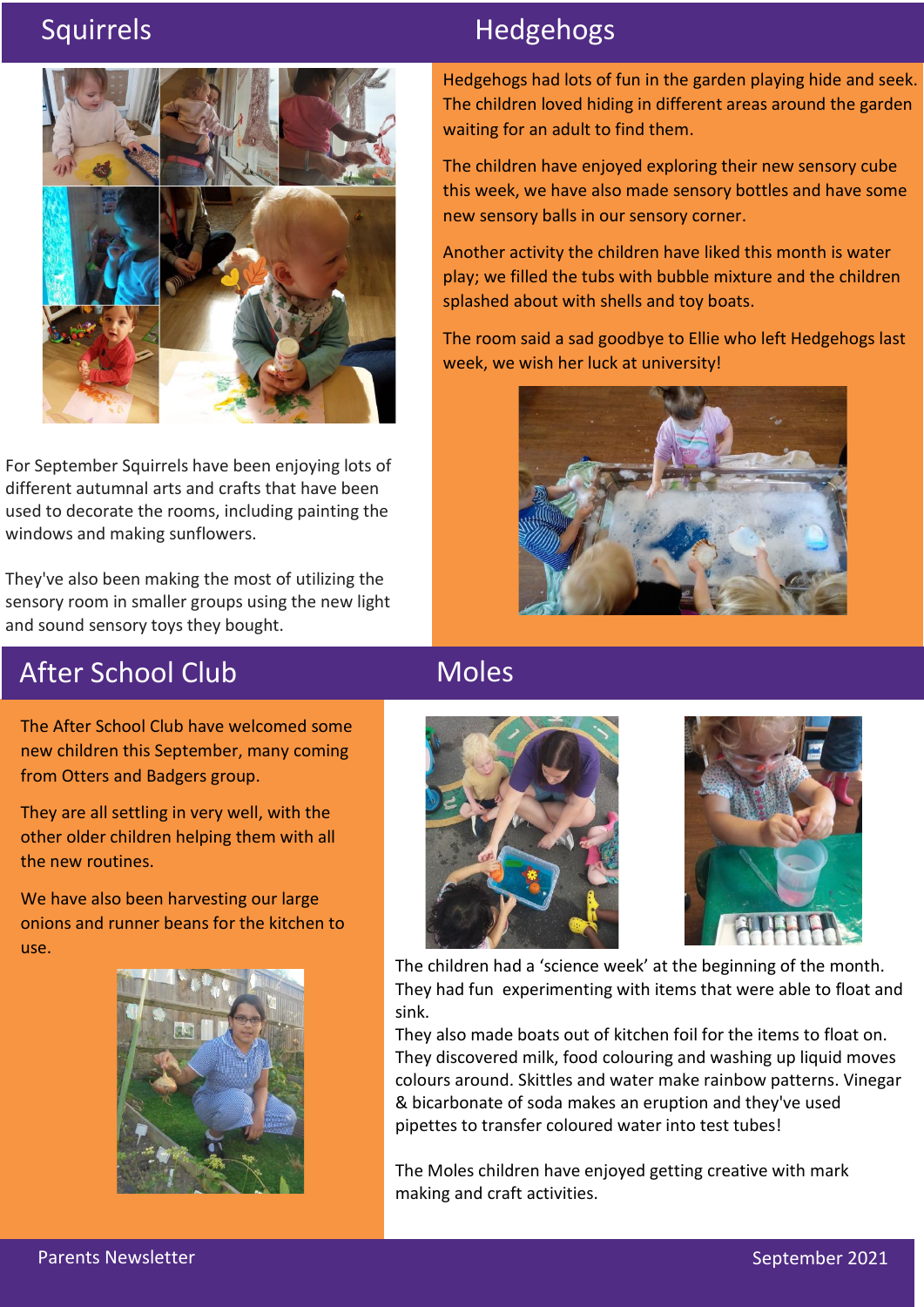## Squirrels

For September Squirrels have been enjoying lots of different autumnal arts and crafts that have been used to decorate the rooms, including painting the windows and making sunflowers.

They've also been making the most of utilizing the sensory room in smaller groups using the new light and sound sensory toys they bought.

## Hedgehogs

Hedgehogs had lots of fun in the garden playing hide and seek. The children loved hiding in different areas around the garden waiting for an adult to find them.

The children have enjoyed exploring their new sensory cube this week, we have also made sensory bottles and have some new sensory balls in our sensory corner.

Another activity the children have liked this month is water play; we filled the tubs with bubble mixture and the children splashed about with shells and toy boats.

The room said a sad goodbye to Ellie who left Hedgehogs last week, we wish her luck at university!

## After School Club

The After School Club have welcomed some new children this September, many coming from Otters and Badgers group.

They are all settling in very well, with the other older children helping them with all the new routines.

We have also been harvesting our large onions and runner beans for the kitchen to use.

## Moles

The children had a 'science week' at the beginning of the month. They had fun experimenting with items that were able to float and sink.
They also made boats out of kitchen foil for the items to float on. They discovered milk, food colouring and washing up liquid moves colours around. Skittles and water make rainbow patterns. Vinegar & bicarbonate of soda makes an eruption and they've used pipettes to transfer coloured water into test tubes!

The Moles children have enjoyed getting creative with mark making and craft activities.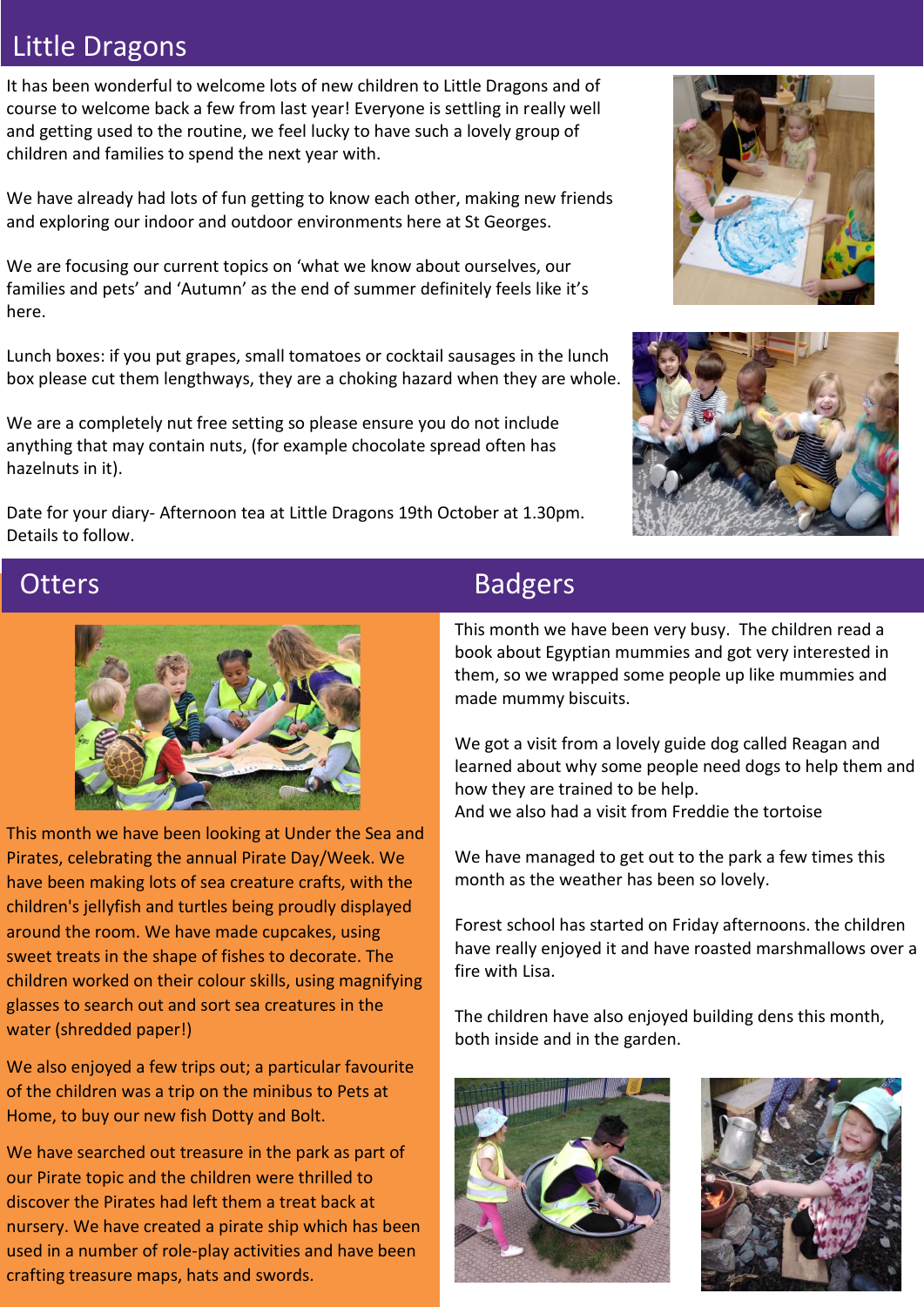## Little Dragons

It has been wonderful to welcome lots of new children to Little Dragons and of course to welcome back a few from last year! Everyone is settling in really well and getting used to the routine, we feel lucky to have such a lovely group of children and families to spend the next year with.

We have already had lots of fun getting to know each other, making new friends and exploring our indoor and outdoor environments here at St Georges.

We are focusing our current topics on 'what we know about ourselves, our families and pets' and 'Autumn' as the end of summer definitely feels like it's here.

Lunch boxes: if you put grapes, small tomatoes or cocktail sausages in the lunch box please cut them lengthways, they are a choking hazard when they are whole.

We are a completely nut free setting so please ensure you do not include anything that may contain nuts, (for example chocolate spread often has hazelnuts in it).

Date for your diary- Afternoon tea at Little Dragons 19th October at 1.30pm. Details to follow.

## Otters

This month we have been looking at Under the Sea and Pirates, celebrating the annual Pirate Day/Week. We have been making lots of sea creature crafts, with the children's jellyfish and turtles being proudly displayed around the room. We have made cupcakes, using sweet treats in the shape of fishes to decorate. The children worked on their colour skills, using magnifying glasses to search out and sort sea creatures in the water (shredded paper!)

We also enjoyed a few trips out; a particular favourite of the children was a trip on the minibus to Pets at Home, to buy our new fish Dotty and Bolt.

We have searched out treasure in the park as part of our Pirate topic and the children were thrilled to discover the Pirates had left them a treat back at nursery. We have created a pirate ship which has been used in a number of role-play activities and have been crafting treasure maps, hats and swords.

## Badgers

This month we have been very busy. The children read a book about Egyptian mummies and got very interested in them, so we wrapped some people up like mummies and made mummy biscuits.

We got a visit from a lovely guide dog called Reagan and learned about why some people need dogs to help them and how they are trained to be help.
And we also had a visit from Freddie the tortoise

We have managed to get out to the park a few times this month as the weather has been so lovely.

Forest school has started on Friday afternoons. the children have really enjoyed it and have roasted marshmallows over a fire with Lisa.

The children have also enjoyed building dens this month, both inside and in the garden.